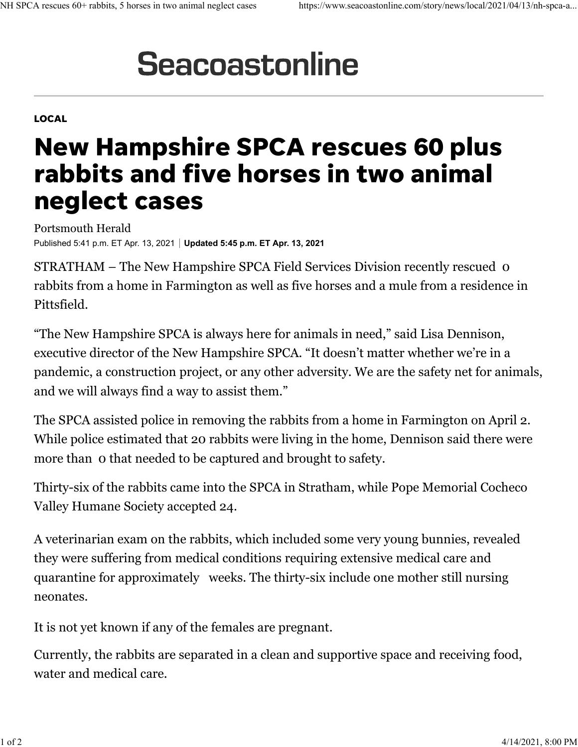# Seacoastonline

**LOCAL**

# New Hampshire SPCA rescues 60 plus rabbits and five horses in two animal neglect cases

Portsmouth Herald

Published 5:41 p.m. ET Apr. 13, 2021 | **Updated 5:45 p.m. ET Apr. 13, 2021**

STRATHAM – The New Hampshire SPCA Field Services Division recently rescued  0 rabbits from a home in Farmington as well as five horses and a mule from a residence in Pittsfield.

“The New Hampshire SPCA is always here for animals in need,” said Lisa Dennison, executive director of the New Hampshire SPCA. “It doesn’t matter whether we’re in a pandemic, a construction project, or any other adversity. We are the safety net for animals, and we will always find a way to assist them.”

The SPCA assisted police in removing the rabbits from a home in Farmington on April 2. While police estimated that 20 rabbits were living in the home, Dennison said there were more than  0 that needed to be captured and brought to safety.

Thirty-six of the rabbits came into the SPCA in Stratham, while Pope Memorial Cocheco Valley Humane Society accepted 24.

A veterinarian exam on the rabbits, which included some very young bunnies, revealed they were suffering from medical conditions requiring extensive medical care and quarantine for approximately   weeks. The thirty-six include one mother still nursing neonates.

It is not yet known if any of the females are pregnant.

Currently, the rabbits are separated in a clean and supportive space and receiving food, water and medical care.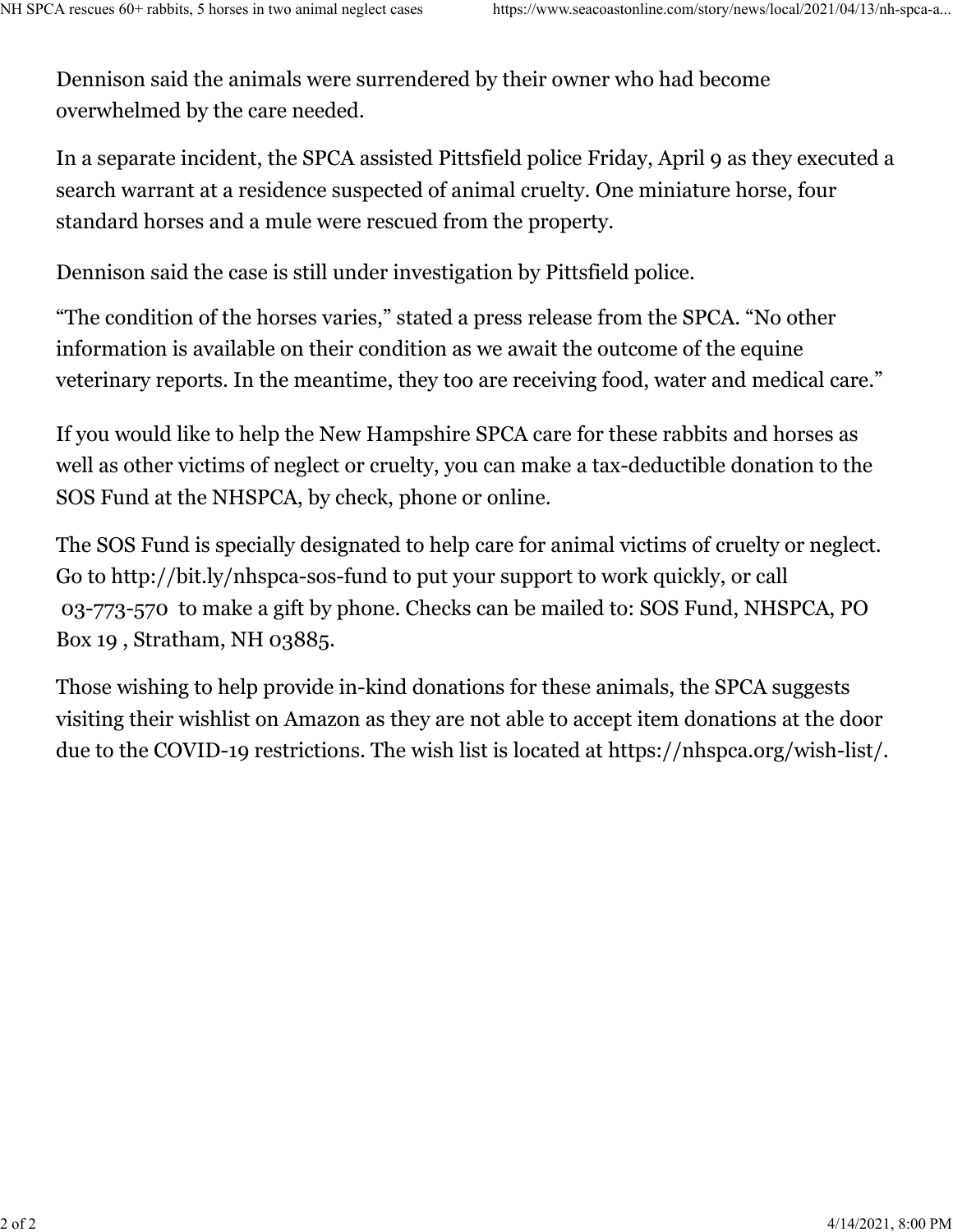Dennison said the animals were surrendered by their owner who had become overwhelmed by the care needed.

In a separate incident, the SPCA assisted Pittsfield police Friday, April 9 as they executed a search warrant at a residence suspected of animal cruelty. One miniature horse, four standard horses and a mule were rescued from the property.

Dennison said the case is still under investigation by Pittsfield police.

"The condition of the horses varies," stated a press release from the SPCA. "No other information is available on their condition as we await the outcome of the equine veterinary reports. In the meantime, they too are receiving food, water and medical care."

If you would like to help the New Hampshire SPCA care for these rabbits and horses as well as other victims of neglect or cruelty, you can make a tax-deductible donation to the SOS Fund at the NHSPCA, by check, phone or online.

The SOS Fund is specially designated to help care for animal victims of cruelty or neglect. Go to http://bit.ly/nhspca-sos-fund to put your support to work quickly, or call 03-773-570 to make a gift by phone. Checks can be mailed to: SOS Fund, NHSPCA, PO Box 19 , Stratham, NH 03885.

Those wishing to help provide in-kind donations for these animals, the SPCA suggests visiting their wishlist on Amazon as they are not able to accept item donations at the door due to the COVID-19 restrictions. The wish list is located at https://nhspca.org/wish-list/.